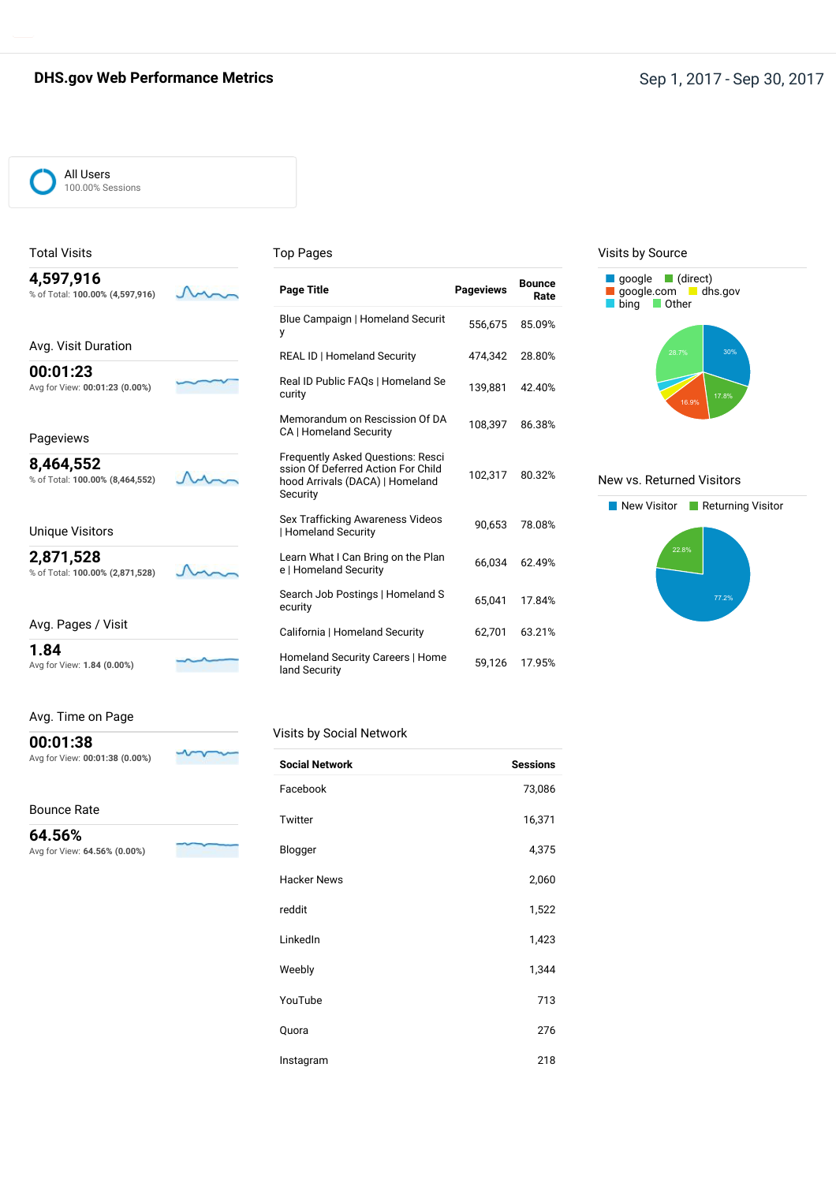# DHS.gov Web Performance Metrics

Sep 1, 2017 - Sep 30, 2017

All Users
100.00% Sessions

## Total Visits

**4,597,916**
% of Total: **100.00% (4,597,916)**

## Avg. Visit Duration

**00:01:23**
Avg for View: **00:01:23 (0.00%)**

## Pageviews

**8,464,552**
% of Total: **100.00% (8,464,552)**

## Unique Visitors

**2,871,528**
% of Total: **100.00% (2,871,528)**

## Avg. Pages / Visit

**1.84**
Avg for View: **1.84 (0.00%)**

## Avg. Time on Page

**00:01:38**
Avg for View: **00:01:38 (0.00%)**

## Bounce Rate

**64.56%**
Avg for View: **64.56% (0.00%)**

## Top Pages

| Page Title | Pageviews | Bounce Rate |
|---|---|---|
| Blue Campaign \| Homeland Security | 556,675 | 85.09% |
| REAL ID \| Homeland Security | 474,342 | 28.80% |
| Real ID Public FAQs \| Homeland Security | 139,881 | 42.40% |
| Memorandum on Rescission Of DACA \| Homeland Security | 108,397 | 86.38% |
| Frequently Asked Questions: Rescission Of Deferred Action For Childhood Arrivals (DACA) \| Homeland Security | 102,317 | 80.32% |
| Sex Trafficking Awareness Videos \| Homeland Security | 90,653 | 78.08% |
| Learn What I Can Bring on the Plane \| Homeland Security | 66,034 | 62.49% |
| Search Job Postings \| Homeland Security | 65,041 | 17.84% |
| California \| Homeland Security | 62,701 | 63.21% |
| Homeland Security Careers \| Homeland Security | 59,126 | 17.95% |

## Visits by Social Network

| Social Network | Sessions |
|---|---|
| Facebook | 73,086 |
| Twitter | 16,371 |
| Blogger | 4,375 |
| Hacker News | 2,060 |
| reddit | 1,522 |
| LinkedIn | 1,423 |
| Weebly | 1,344 |
| YouTube | 713 |
| Quora | 276 |
| Instagram | 218 |

## Visits by Source

google, (direct), google.com, dhs.gov, bing, Other

30%, 17.8%, 16.9%, 28.7%

## New vs. Returned Visitors

New Visitor, Returning Visitor

77.2%, 22.8%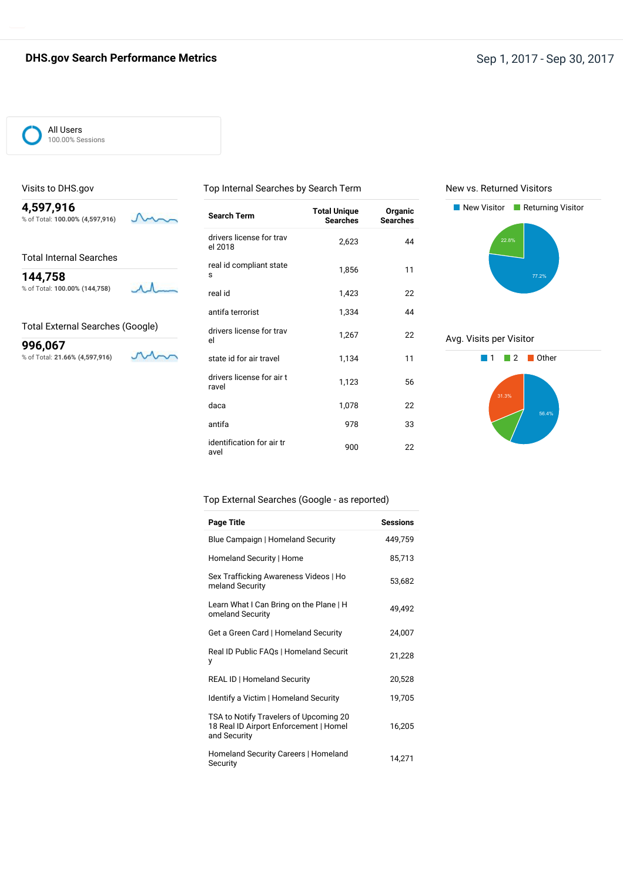# DHS.gov Search Performance Metrics

Sep 1, 2017 - Sep 30, 2017

All Users
100.00% Sessions

## Visits to DHS.gov

**4,597,916**
% of Total: **100.00% (4,597,916)**

## Total Internal Searches

**144,758**
% of Total: **100.00% (144,758)**

## Total External Searches (Google)

**996,067**
% of Total: **21.66% (4,597,916)**

## Top Internal Searches by Search Term

| Search Term | Total Unique Searches | Organic Searches |
|---|---|---|
| drivers license for travel 2018 | 2,623 | 44 |
| real id compliant states | 1,856 | 11 |
| real id | 1,423 | 22 |
| antifa terrorist | 1,334 | 44 |
| drivers license for travel | 1,267 | 22 |
| state id for air travel | 1,134 | 11 |
| drivers license for air travel | 1,123 | 56 |
| daca | 1,078 | 22 |
| antifa | 978 | 33 |
| identification for air travel | 900 | 22 |

## New vs. Returned Visitors

New Visitor: 77.2%
Returning Visitor: 22.8%

## Avg. Visits per Visitor

1: 56.4%
2
Other: 31.3%

## Top External Searches (Google - as reported)

| Page Title | Sessions |
|---|---|
| Blue Campaign \| Homeland Security | 449,759 |
| Homeland Security \| Home | 85,713 |
| Sex Trafficking Awareness Videos \| Homeland Security | 53,682 |
| Learn What I Can Bring on the Plane \| Homeland Security | 49,492 |
| Get a Green Card \| Homeland Security | 24,007 |
| Real ID Public FAQs \| Homeland Security | 21,228 |
| REAL ID \| Homeland Security | 20,528 |
| Identify a Victim \| Homeland Security | 19,705 |
| TSA to Notify Travelers of Upcoming 2018 Real ID Airport Enforcement \| Homeland Security | 16,205 |
| Homeland Security Careers \| Homeland Security | 14,271 |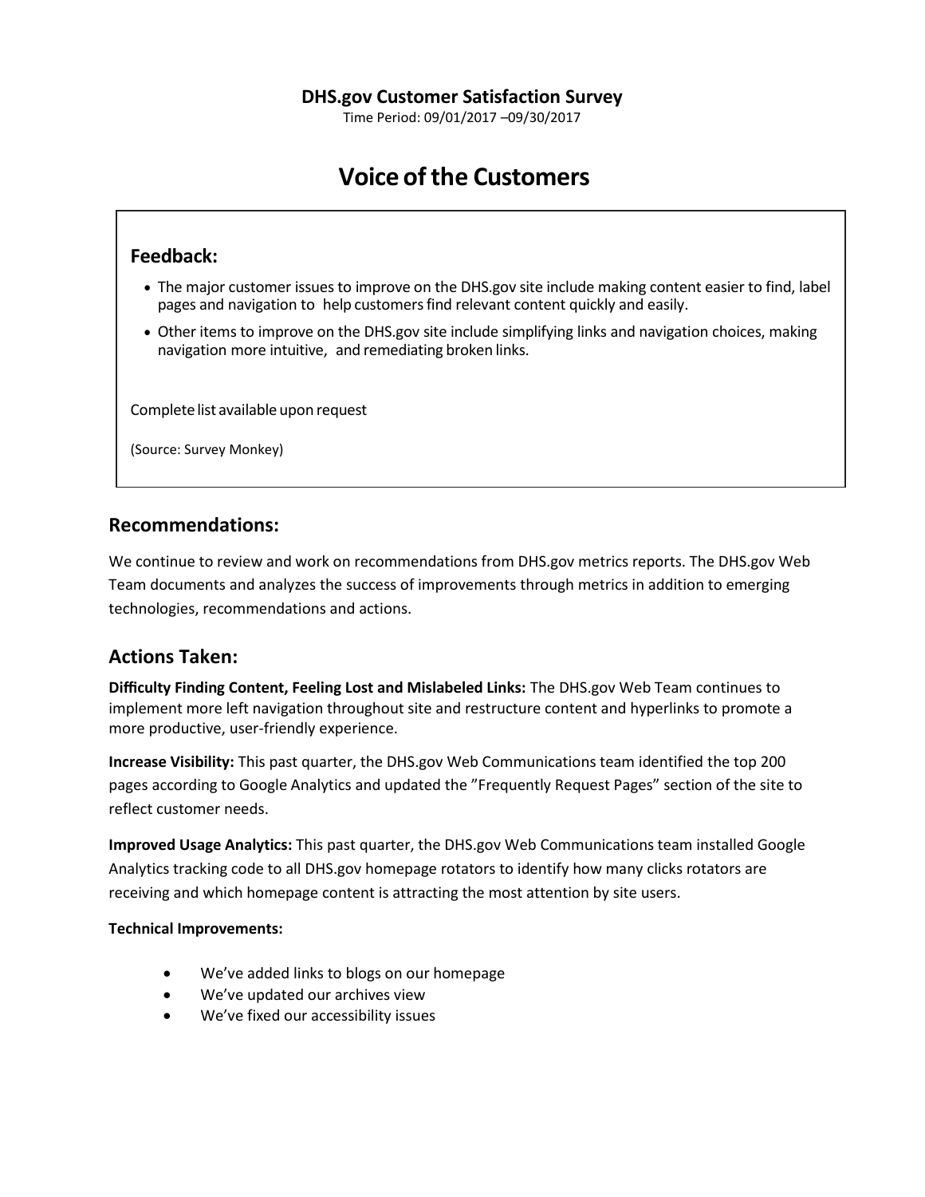**DHS.gov Customer Satisfaction Survey**

Time Period: 09/01/2017 –09/30/2017

# Voice of the Customers

## Feedback:

- The major customer issues to improve on the DHS.gov site include making content easier to find, label pages and navigation to help customers find relevant content quickly and easily.
- Other items to improve on the DHS.gov site include simplifying links and navigation choices, making navigation more intuitive, and remediating broken links.

Complete list available upon request

(Source: Survey Monkey)

## Recommendations:

We continue to review and work on recommendations from DHS.gov metrics reports. The DHS.gov Web Team documents and analyzes the success of improvements through metrics in addition to emerging technologies, recommendations and actions.

## Actions Taken:

**Difficulty Finding Content, Feeling Lost and Mislabeled Links:** The DHS.gov Web Team continues to implement more left navigation throughout site and restructure content and hyperlinks to promote a more productive, user-friendly experience.

**Increase Visibility:** This past quarter, the DHS.gov Web Communications team identified the top 200 pages according to Google Analytics and updated the "Frequently Request Pages" section of the site to reflect customer needs.

**Improved Usage Analytics:** This past quarter, the DHS.gov Web Communications team installed Google Analytics tracking code to all DHS.gov homepage rotators to identify how many clicks rotators are receiving and which homepage content is attracting the most attention by site users.

**Technical Improvements:**

- We've added links to blogs on our homepage
- We've updated our archives view
- We've fixed our accessibility issues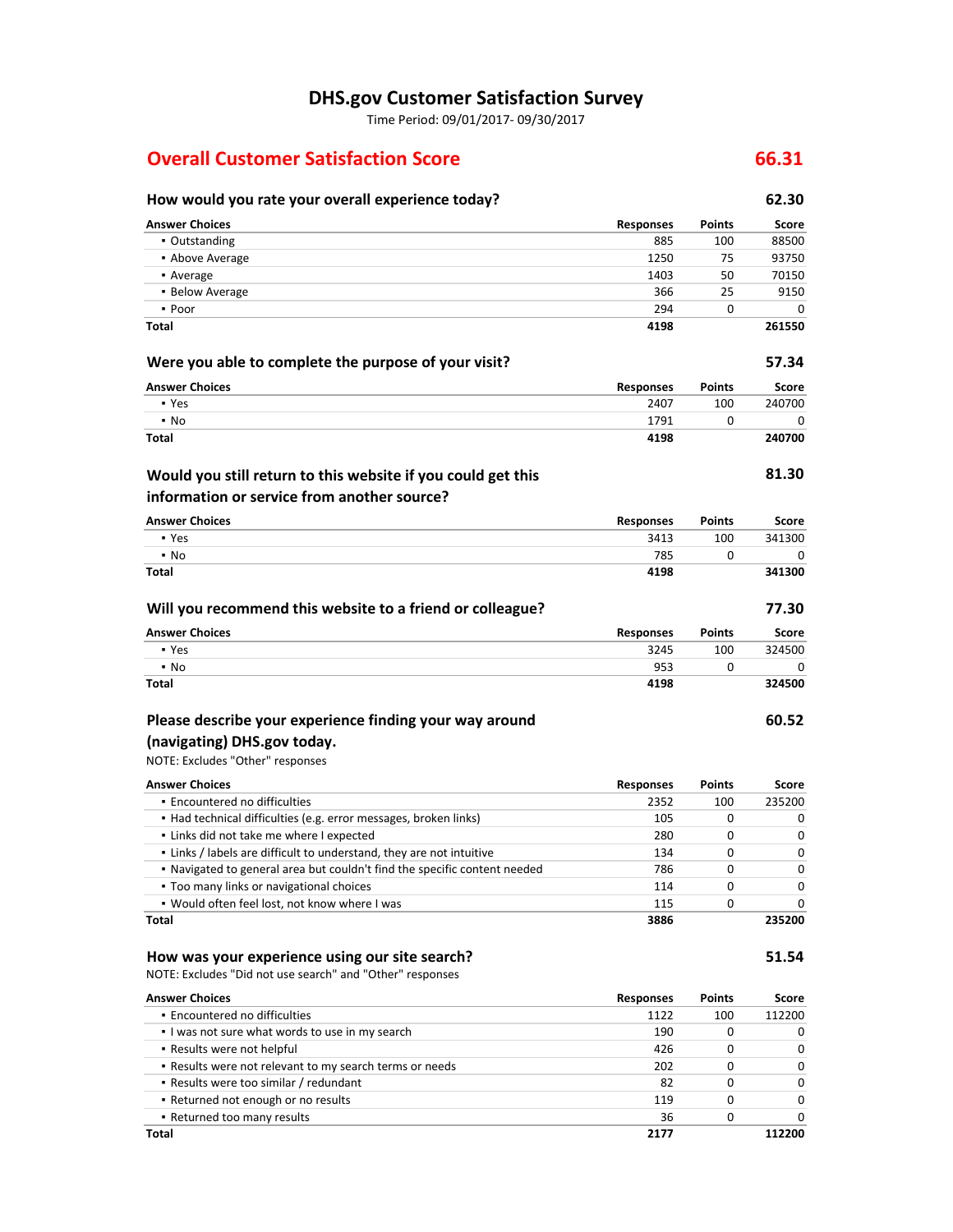# DHS.gov Customer Satisfaction Survey

Time Period: 09/01/2017- 09/30/2017

## Overall Customer Satisfaction Score — 66.31

### How would you rate your overall experience today? — 62.30

| Answer Choices | Responses | Points | Score |
|---|---|---|---|
| ▪ Outstanding | 885 | 100 | 88500 |
| ▪ Above Average | 1250 | 75 | 93750 |
| ▪ Average | 1403 | 50 | 70150 |
| ▪ Below Average | 366 | 25 | 9150 |
| ▪ Poor | 294 | 0 | 0 |
| **Total** | **4198** | | **261550** |

### Were you able to complete the purpose of your visit? — 57.34

| Answer Choices | Responses | Points | Score |
|---|---|---|---|
| ▪ Yes | 2407 | 100 | 240700 |
| ▪ No | 1791 | 0 | 0 |
| **Total** | **4198** | | **240700** |

### Would you still return to this website if you could get this information or service from another source? — 81.30

| Answer Choices | Responses | Points | Score |
|---|---|---|---|
| ▪ Yes | 3413 | 100 | 341300 |
| ▪ No | 785 | 0 | 0 |
| **Total** | **4198** | | **341300** |

### Will you recommend this website to a friend or colleague? — 77.30

| Answer Choices | Responses | Points | Score |
|---|---|---|---|
| ▪ Yes | 3245 | 100 | 324500 |
| ▪ No | 953 | 0 | 0 |
| **Total** | **4198** | | **324500** |

### Please describe your experience finding your way around (navigating) DHS.gov today. — 60.52

NOTE: Excludes "Other" responses

| Answer Choices | Responses | Points | Score |
|---|---|---|---|
| ▪ Encountered no difficulties | 2352 | 100 | 235200 |
| ▪ Had technical difficulties (e.g. error messages, broken links) | 105 | 0 | 0 |
| ▪ Links did not take me where I expected | 280 | 0 | 0 |
| ▪ Links / labels are difficult to understand, they are not intuitive | 134 | 0 | 0 |
| ▪ Navigated to general area but couldn't find the specific content needed | 786 | 0 | 0 |
| ▪ Too many links or navigational choices | 114 | 0 | 0 |
| ▪ Would often feel lost, not know where I was | 115 | 0 | 0 |
| **Total** | **3886** | | **235200** |

### How was your experience using our site search? — 51.54

NOTE: Excludes "Did not use search" and "Other" responses

| Answer Choices | Responses | Points | Score |
|---|---|---|---|
| ▪ Encountered no difficulties | 1122 | 100 | 112200 |
| ▪ I was not sure what words to use in my search | 190 | 0 | 0 |
| ▪ Results were not helpful | 426 | 0 | 0 |
| ▪ Results were not relevant to my search terms or needs | 202 | 0 | 0 |
| ▪ Results were too similar / redundant | 82 | 0 | 0 |
| ▪ Returned not enough or no results | 119 | 0 | 0 |
| ▪ Returned too many results | 36 | 0 | 0 |
| **Total** | **2177** | | **112200** |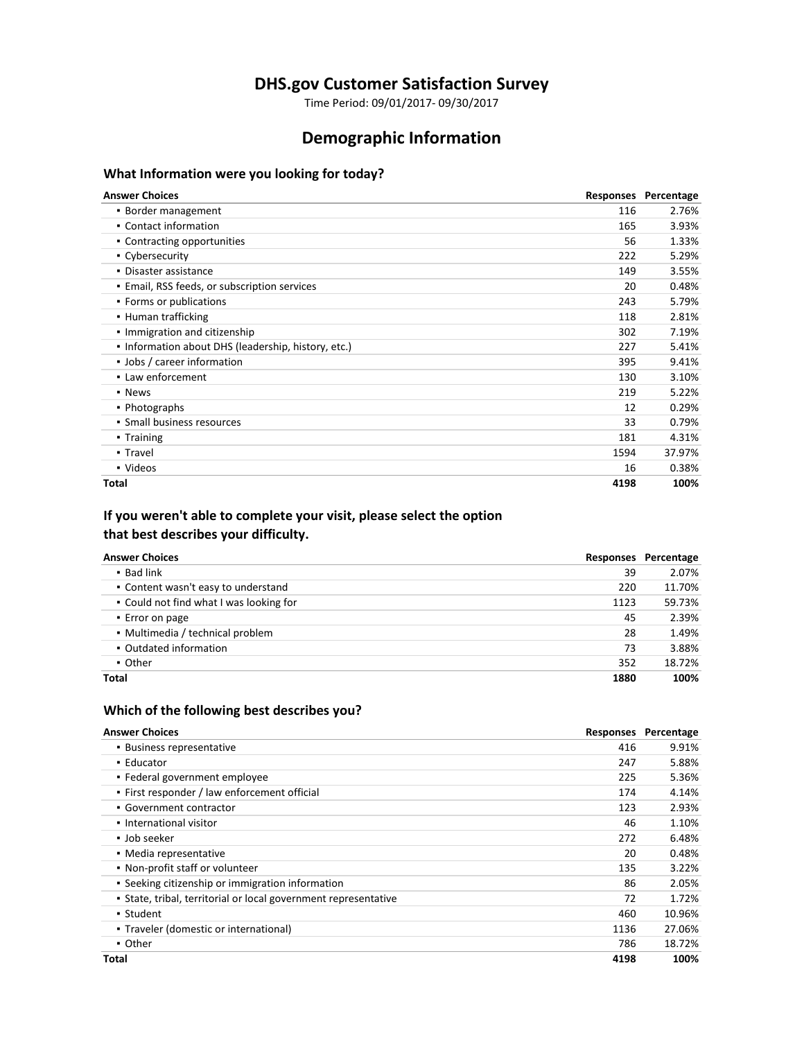# DHS.gov Customer Satisfaction Survey

Time Period: 09/01/2017- 09/30/2017

## Demographic Information

### What Information were you looking for today?

| Answer Choices | Responses | Percentage |
|---|---|---|
| ▪ Border management | 116 | 2.76% |
| ▪ Contact information | 165 | 3.93% |
| ▪ Contracting opportunities | 56 | 1.33% |
| ▪ Cybersecurity | 222 | 5.29% |
| ▪ Disaster assistance | 149 | 3.55% |
| ▪ Email, RSS feeds, or subscription services | 20 | 0.48% |
| ▪ Forms or publications | 243 | 5.79% |
| ▪ Human trafficking | 118 | 2.81% |
| ▪ Immigration and citizenship | 302 | 7.19% |
| ▪ Information about DHS (leadership, history, etc.) | 227 | 5.41% |
| ▪ Jobs / career information | 395 | 9.41% |
| ▪ Law enforcement | 130 | 3.10% |
| ▪ News | 219 | 5.22% |
| ▪ Photographs | 12 | 0.29% |
| ▪ Small business resources | 33 | 0.79% |
| ▪ Training | 181 | 4.31% |
| ▪ Travel | 1594 | 37.97% |
| ▪ Videos | 16 | 0.38% |
| **Total** | **4198** | **100%** |

### If you weren't able to complete your visit, please select the option that best describes your difficulty.

| Answer Choices | Responses | Percentage |
|---|---|---|
| ▪ Bad link | 39 | 2.07% |
| ▪ Content wasn't easy to understand | 220 | 11.70% |
| ▪ Could not find what I was looking for | 1123 | 59.73% |
| ▪ Error on page | 45 | 2.39% |
| ▪ Multimedia / technical problem | 28 | 1.49% |
| ▪ Outdated information | 73 | 3.88% |
| ▪ Other | 352 | 18.72% |
| **Total** | **1880** | **100%** |

### Which of the following best describes you?

| Answer Choices | Responses | Percentage |
|---|---|---|
| ▪ Business representative | 416 | 9.91% |
| ▪ Educator | 247 | 5.88% |
| ▪ Federal government employee | 225 | 5.36% |
| ▪ First responder / law enforcement official | 174 | 4.14% |
| ▪ Government contractor | 123 | 2.93% |
| ▪ International visitor | 46 | 1.10% |
| ▪ Job seeker | 272 | 6.48% |
| ▪ Media representative | 20 | 0.48% |
| ▪ Non-profit staff or volunteer | 135 | 3.22% |
| ▪ Seeking citizenship or immigration information | 86 | 2.05% |
| ▪ State, tribal, territorial or local government representative | 72 | 1.72% |
| ▪ Student | 460 | 10.96% |
| ▪ Traveler (domestic or international) | 1136 | 27.06% |
| ▪ Other | 786 | 18.72% |
| **Total** | **4198** | **100%** |